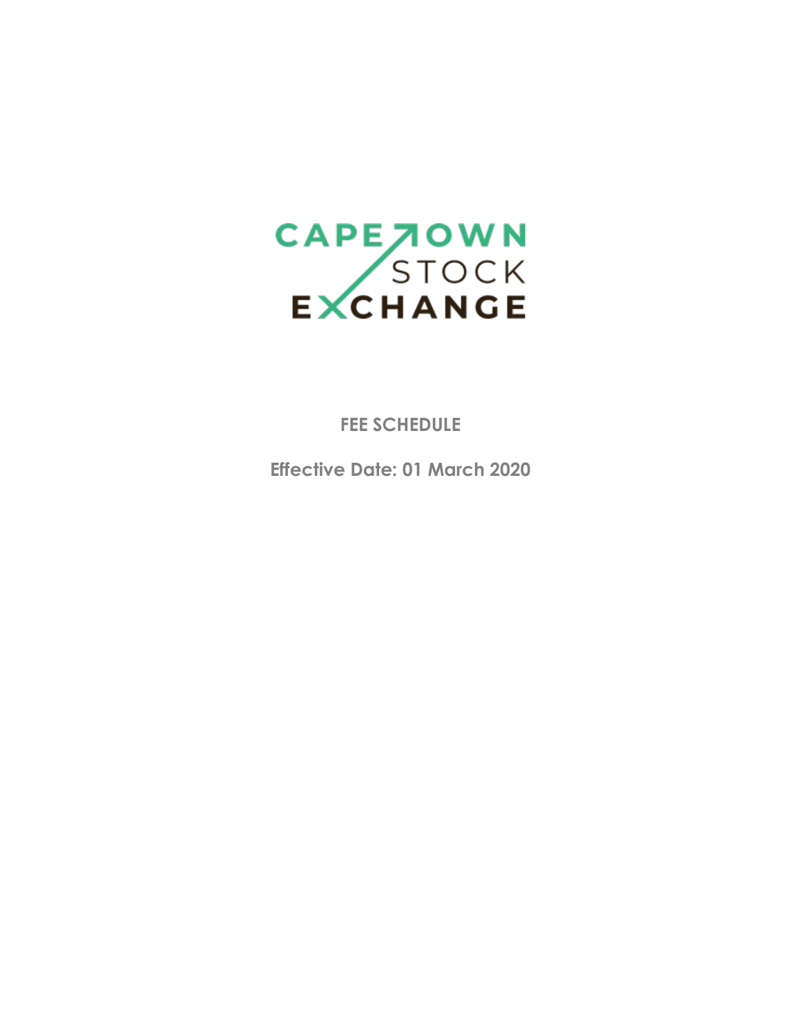CAPE TOWN STOCK EXCHANGE

# FEE SCHEDULE

**Effective Date: 01 March 2020**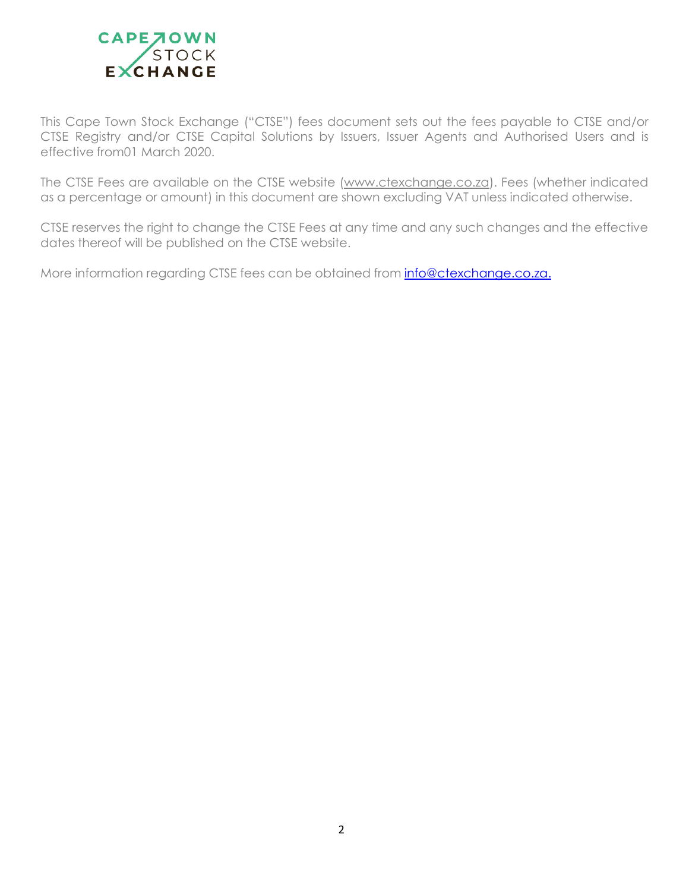This Cape Town Stock Exchange ("CTSE") fees document sets out the fees payable to CTSE and/or CTSE Registry and/or CTSE Capital Solutions by Issuers, Issuer Agents and Authorised Users and is effective from01 March 2020.

The CTSE Fees are available on the CTSE website (www.ctexchange.co.za). Fees (whether indicated as a percentage or amount) in this document are shown excluding VAT unless indicated otherwise.

CTSE reserves the right to change the CTSE Fees at any time and any such changes and the effective dates thereof will be published on the CTSE website.

More information regarding CTSE fees can be obtained from info@ctexchange.co.za.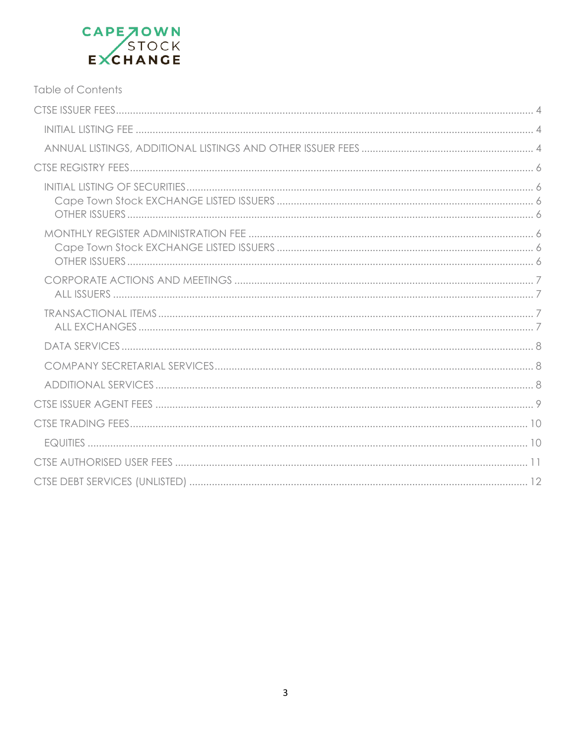CAPE TOWN STOCK EXCHANGE

Table of Contents

- CTSE ISSUER FEES ..... 4
  - INITIAL LISTING FEE ..... 4
  - ANNUAL LISTINGS, ADDITIONAL LISTINGS AND OTHER ISSUER FEES ..... 4
- CTSE REGISTRY FEES ..... 6
  - INITIAL LISTING OF SECURITIES ..... 6
    - Cape Town Stock EXCHANGE LISTED ISSUERS ..... 6
    - OTHER ISSUERS ..... 6
  - MONTHLY REGISTER ADMINISTRATION FEE ..... 6
    - Cape Town Stock EXCHANGE LISTED ISSUERS ..... 6
    - OTHER ISSUERS ..... 6
  - CORPORATE ACTIONS AND MEETINGS ..... 7
    - ALL ISSUERS ..... 7
  - TRANSACTIONAL ITEMS ..... 7
    - ALL EXCHANGES ..... 7
  - DATA SERVICES ..... 8
  - COMPANY SECRETARIAL SERVICES ..... 8
  - ADDITIONAL SERVICES ..... 8
- CTSE ISSUER AGENT FEES ..... 9
- CTSE TRADING FEES ..... 10
  - EQUITIES ..... 10
- CTSE AUTHORISED USER FEES ..... 11
- CTSE DEBT SERVICES (UNLISTED) ..... 12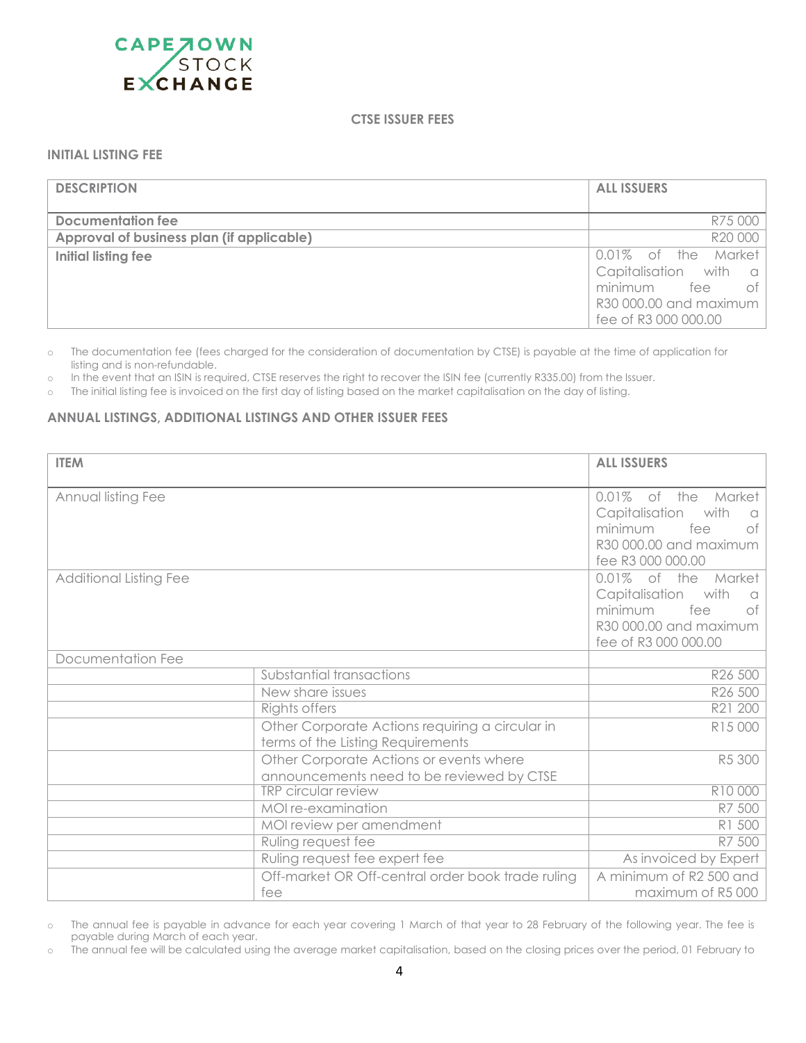# CTSE ISSUER FEES

## INITIAL LISTING FEE

| DESCRIPTION | ALL ISSUERS |
|---|---|
| **Documentation fee** | R75 000 |
| **Approval of business plan (if applicable)** | R20 000 |
| **Initial listing fee** | 0.01% of the Market Capitalisation with a minimum fee of R30 000.00 and maximum fee of R3 000 000.00 |

- The documentation fee (fees charged for the consideration of documentation by CTSE) is payable at the time of application for listing and is non-refundable.
- In the event that an ISIN is required, CTSE reserves the right to recover the ISIN fee (currently R335.00) from the Issuer.
- The initial listing fee is invoiced on the first day of listing based on the market capitalisation on the day of listing.

## ANNUAL LISTINGS, ADDITIONAL LISTINGS AND OTHER ISSUER FEES

| ITEM | | ALL ISSUERS |
|---|---|---|
| Annual listing Fee | | 0.01% of the Market Capitalisation with a minimum fee of R30 000.00 and maximum fee R3 000 000.00 |
| Additional Listing Fee | | 0.01% of the Market Capitalisation with a minimum fee of R30 000.00 and maximum fee of R3 000 000.00 |
| Documentation Fee | | |
| | Substantial transactions | R26 500 |
| | New share issues | R26 500 |
| | Rights offers | R21 200 |
| | Other Corporate Actions requiring a circular in terms of the Listing Requirements | R15 000 |
| | Other Corporate Actions or events where announcements need to be reviewed by CTSE | R5 300 |
| | TRP circular review | R10 000 |
| | MOI re-examination | R7 500 |
| | MOI review per amendment | R1 500 |
| | Ruling request fee | R7 500 |
| | Ruling request fee expert fee | As invoiced by Expert |
| | Off-market OR Off-central order book trade ruling fee | A minimum of R2 500 and maximum of R5 000 |

- The annual fee is payable in advance for each year covering 1 March of that year to 28 February of the following year. The fee is payable during March of each year.
- The annual fee will be calculated using the average market capitalisation, based on the closing prices over the period, 01 February to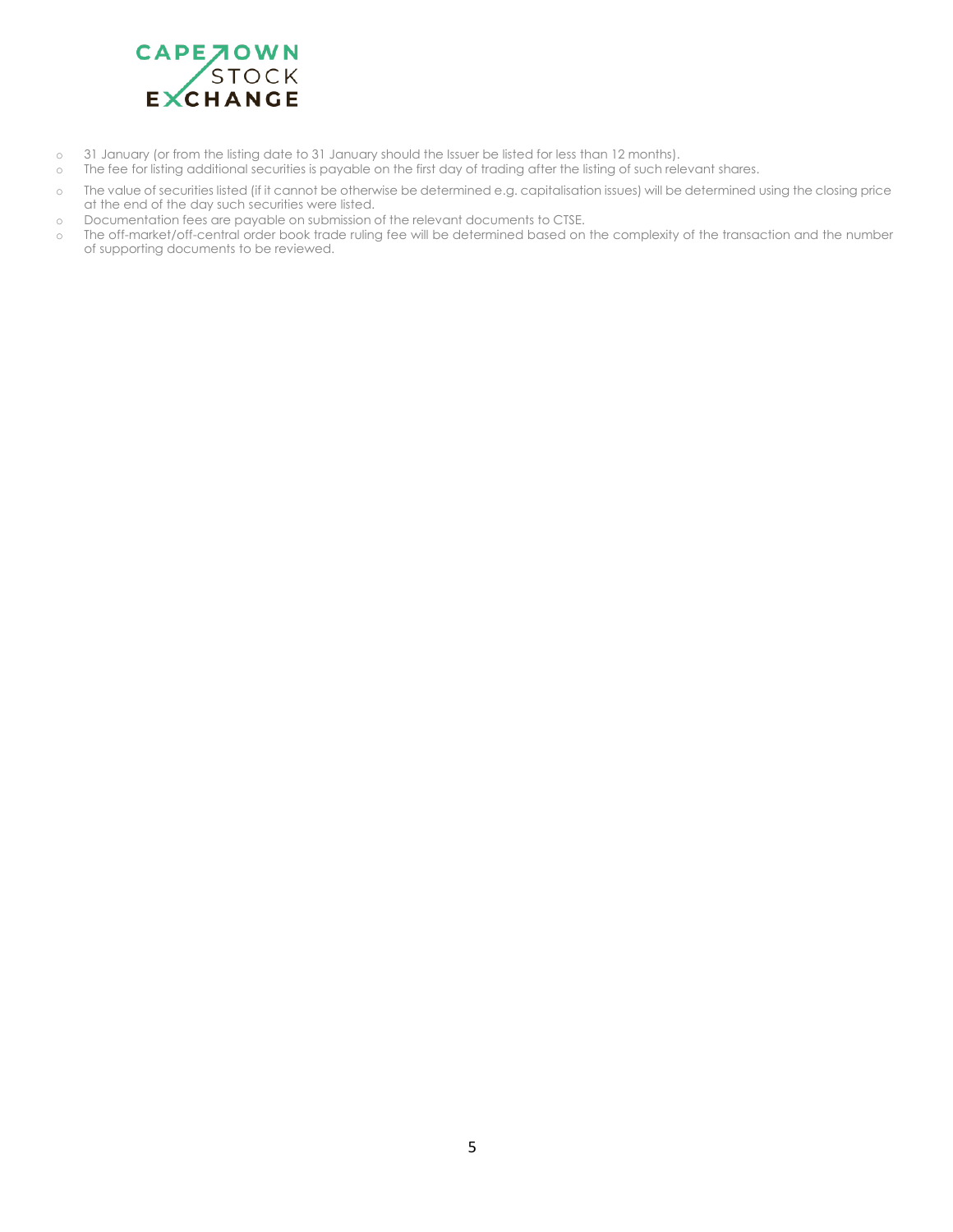- 31 January (or from the listing date to 31 January should the Issuer be listed for less than 12 months).
- The fee for listing additional securities is payable on the first day of trading after the listing of such relevant shares.
- The value of securities listed (if it cannot be otherwise be determined e.g. capitalisation issues) will be determined using the closing price at the end of the day such securities were listed.
- Documentation fees are payable on submission of the relevant documents to CTSE.
- The off-market/off-central order book trade ruling fee will be determined based on the complexity of the transaction and the number of supporting documents to be reviewed.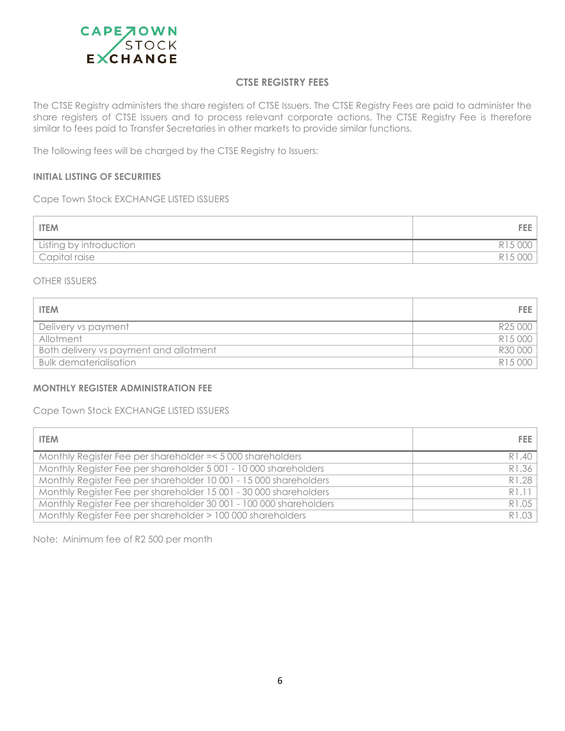## CTSE REGISTRY FEES

The CTSE Registry administers the share registers of CTSE Issuers. The CTSE Registry Fees are paid to administer the share registers of CTSE Issuers and to process relevant corporate actions. The CTSE Registry Fee is therefore similar to fees paid to Transfer Secretaries in other markets to provide similar functions.

The following fees will be charged by the CTSE Registry to Issuers:

### INITIAL LISTING OF SECURITIES

Cape Town Stock EXCHANGE LISTED ISSUERS

| ITEM | FEE |
| --- | ---: |
| Listing by introduction | R15 000 |
| Capital raise | R15 000 |

OTHER ISSUERS

| ITEM | FEE |
| --- | ---: |
| Delivery vs payment | R25 000 |
| Allotment | R15 000 |
| Both delivery vs payment and allotment | R30 000 |
| Bulk dematerialisation | R15 000 |

### MONTHLY REGISTER ADMINISTRATION FEE

Cape Town Stock EXCHANGE LISTED ISSUERS

| ITEM | FEE |
| --- | ---: |
| Monthly Register Fee per shareholder =< 5 000 shareholders | R1.40 |
| Monthly Register Fee per shareholder 5 001 - 10 000 shareholders | R1.36 |
| Monthly Register Fee per shareholder 10 001 - 15 000 shareholders | R1.28 |
| Monthly Register Fee per shareholder 15 001 - 30 000 shareholders | R1.11 |
| Monthly Register Fee per shareholder 30 001 - 100 000 shareholders | R1.05 |
| Monthly Register Fee per shareholder > 100 000 shareholders | R1.03 |

Note: Minimum fee of R2 500 per month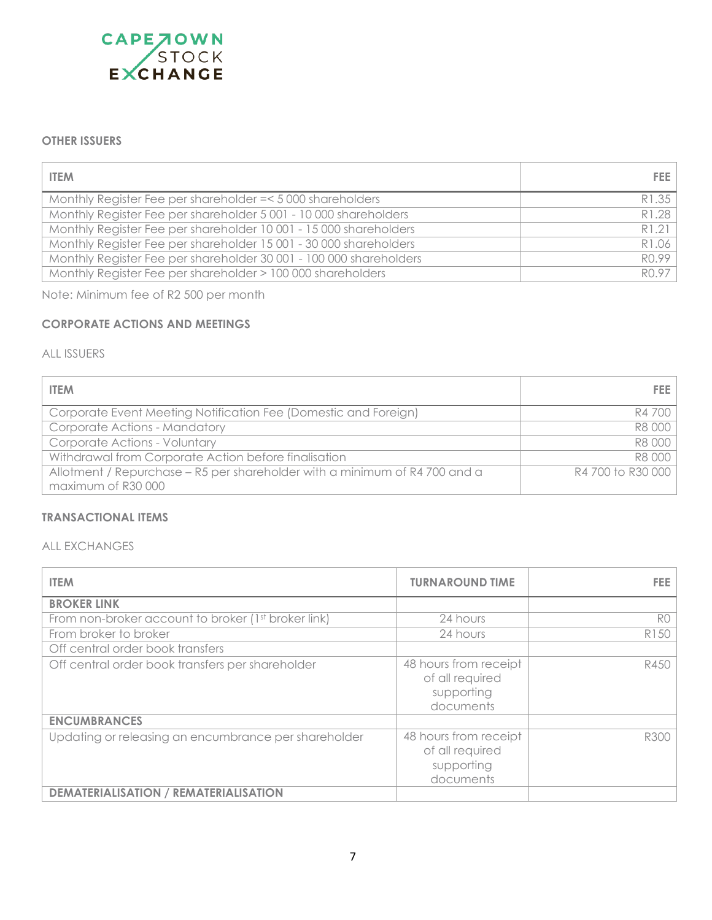#### OTHER ISSUERS

| ITEM | FEE |
|---|---|
| Monthly Register Fee per shareholder =< 5 000 shareholders | R1.35 |
| Monthly Register Fee per shareholder 5 001 - 10 000 shareholders | R1.28 |
| Monthly Register Fee per shareholder 10 001 - 15 000 shareholders | R1.21 |
| Monthly Register Fee per shareholder 15 001 - 30 000 shareholders | R1.06 |
| Monthly Register Fee per shareholder 30 001 - 100 000 shareholders | R0.99 |
| Monthly Register Fee per shareholder > 100 000 shareholders | R0.97 |

Note: Minimum fee of R2 500 per month

#### CORPORATE ACTIONS AND MEETINGS

ALL ISSUERS

| ITEM | FEE |
|---|---|
| Corporate Event Meeting Notification Fee (Domestic and Foreign) | R4 700 |
| Corporate Actions - Mandatory | R8 000 |
| Corporate Actions - Voluntary | R8 000 |
| Withdrawal from Corporate Action before finalisation | R8 000 |
| Allotment / Repurchase – R5 per shareholder with a minimum of R4 700 and a maximum of R30 000 | R4 700 to R30 000 |

#### TRANSACTIONAL ITEMS

ALL EXCHANGES

| ITEM | TURNAROUND TIME | FEE |
|---|---|---|
| **BROKER LINK** | | |
| From non-broker account to broker (1st broker link) | 24 hours | R0 |
| From broker to broker | 24 hours | R150 |
| Off central order book transfers | | |
| Off central order book transfers per shareholder | 48 hours from receipt of all required supporting documents | R450 |
| **ENCUMBRANCES** | | |
| Updating or releasing an encumbrance per shareholder | 48 hours from receipt of all required supporting documents | R300 |
| **DEMATERIALISATION / REMATERIALISATION** | | |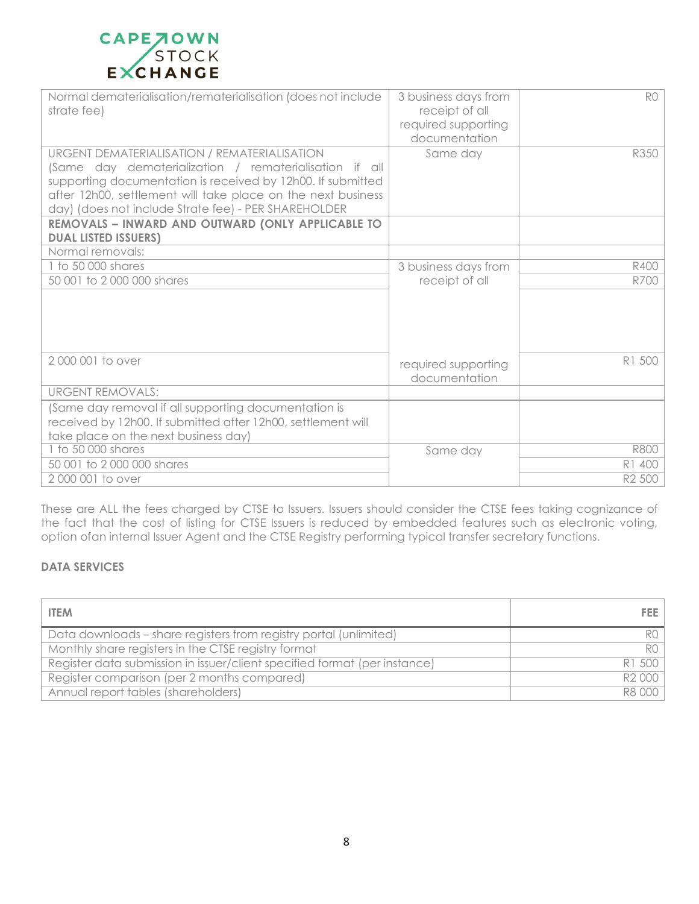| | | |
|---|---|---|
| Normal dematerialisation/rematerialisation (does not include strate fee) | 3 business days from receipt of all required supporting documentation | R0 |
| URGENT DEMATERIALISATION / REMATERIALISATION (Same day dematerialization / rematerialisation if all supporting documentation is received by 12h00. If submitted after 12h00, settlement will take place on the next business day) (does not include Strate fee) - PER SHAREHOLDER | Same day | R350 |
| **REMOVALS – INWARD AND OUTWARD (ONLY APPLICABLE TO DUAL LISTED ISSUERS)** | | |
| Normal removals: | | |
| 1 to 50 000 shares | 3 business days from receipt of all required supporting documentation | R400 |
| 50 001 to 2 000 000 shares | | R700 |
| 2 000 001 to over | | R1 500 |
| URGENT REMOVALS: | | |
| (Same day removal if all supporting documentation is received by 12h00. If submitted after 12h00, settlement will take place on the next business day) | | |
| 1 to 50 000 shares | Same day | R800 |
| 50 001 to 2 000 000 shares | | R1 400 |
| 2 000 001 to over | | R2 500 |

These are ALL the fees charged by CTSE to Issuers. Issuers should consider the CTSE fees taking cognizance of the fact that the cost of listing for CTSE Issuers is reduced by embedded features such as electronic voting, option ofan internal Issuer Agent and the CTSE Registry performing typical transfer secretary functions.

**DATA SERVICES**

| ITEM | FEE |
|---|---|
| Data downloads – share registers from registry portal (unlimited) | R0 |
| Monthly share registers in the CTSE registry format | R0 |
| Register data submission in issuer/client specified format (per instance) | R1 500 |
| Register comparison (per 2 months compared) | R2 000 |
| Annual report tables (shareholders) | R8 000 |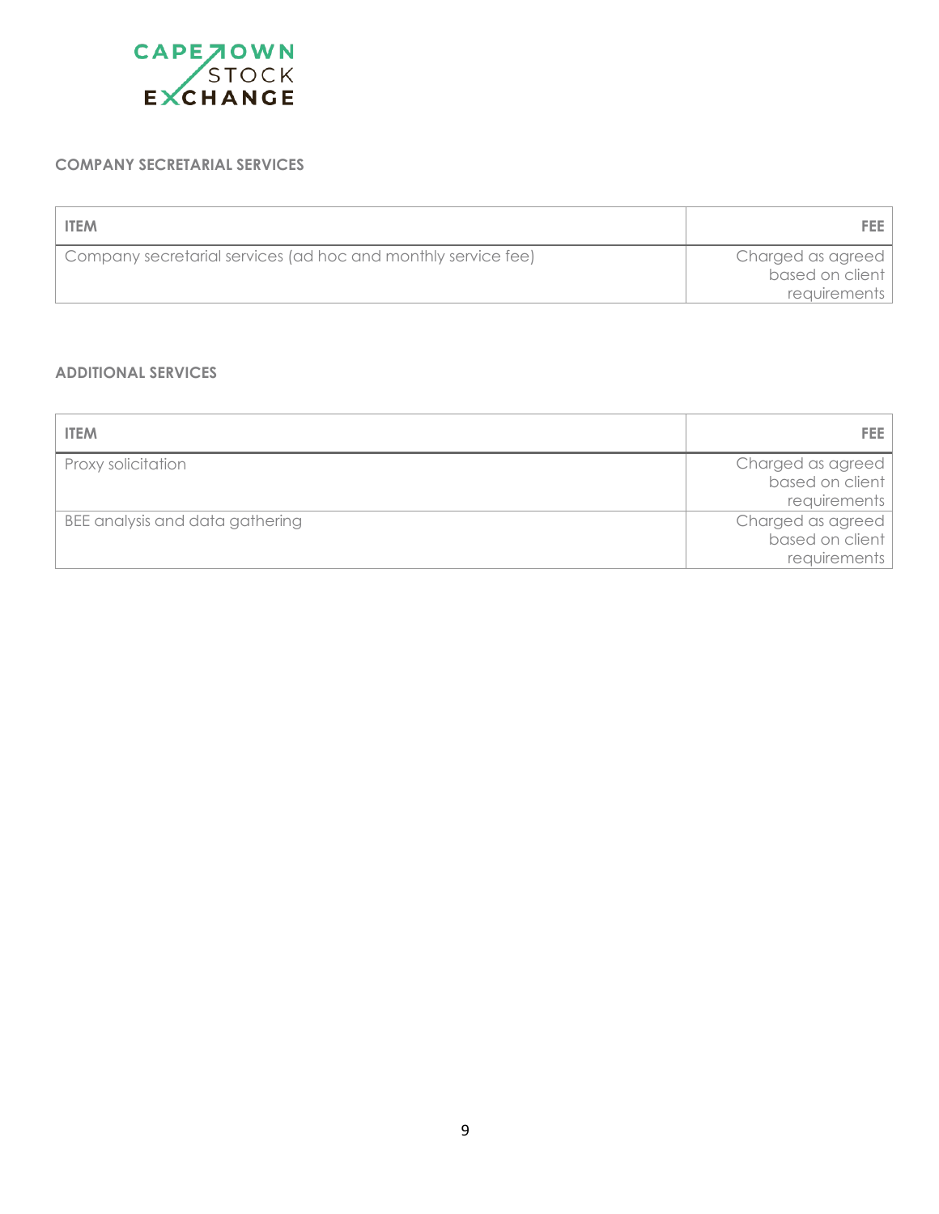### COMPANY SECRETARIAL SERVICES

| ITEM | FEE |
|---|---|
| Company secretarial services (ad hoc and monthly service fee) | Charged as agreed based on client requirements |

### ADDITIONAL SERVICES

| ITEM | FEE |
|---|---|
| Proxy solicitation | Charged as agreed based on client requirements |
| BEE analysis and data gathering | Charged as agreed based on client requirements |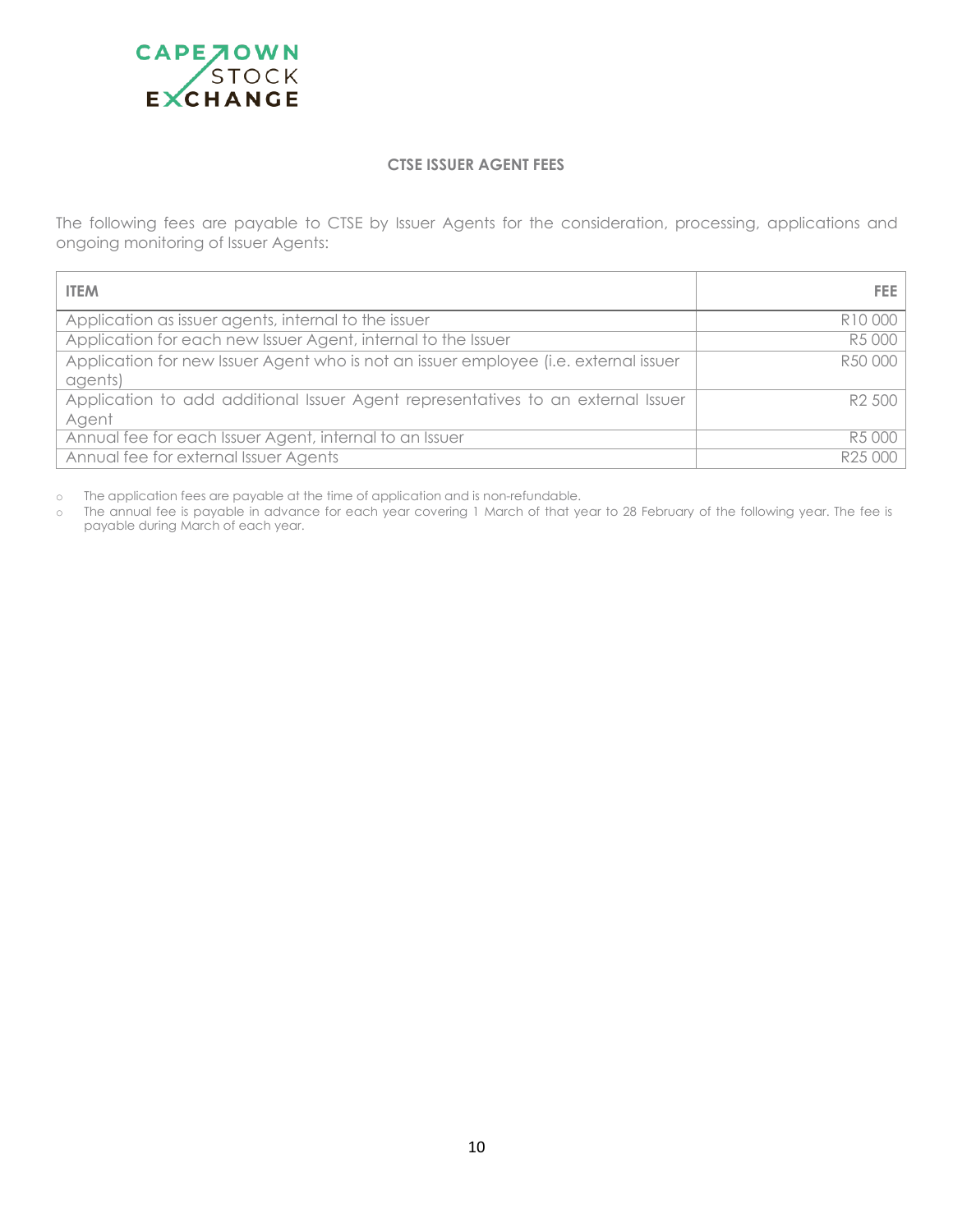## CTSE ISSUER AGENT FEES

The following fees are payable to CTSE by Issuer Agents for the consideration, processing, applications and ongoing monitoring of Issuer Agents:

| ITEM | FEE |
|---|---:|
| Application as issuer agents, internal to the issuer | R10 000 |
| Application for each new Issuer Agent, internal to the Issuer | R5 000 |
| Application for new Issuer Agent who is not an issuer employee (i.e. external issuer agents) | R50 000 |
| Application to add additional Issuer Agent representatives to an external Issuer Agent | R2 500 |
| Annual fee for each Issuer Agent, internal to an Issuer | R5 000 |
| Annual fee for external Issuer Agents | R25 000 |

- The application fees are payable at the time of application and is non-refundable.
- The annual fee is payable in advance for each year covering 1 March of that year to 28 February of the following year. The fee is payable during March of each year.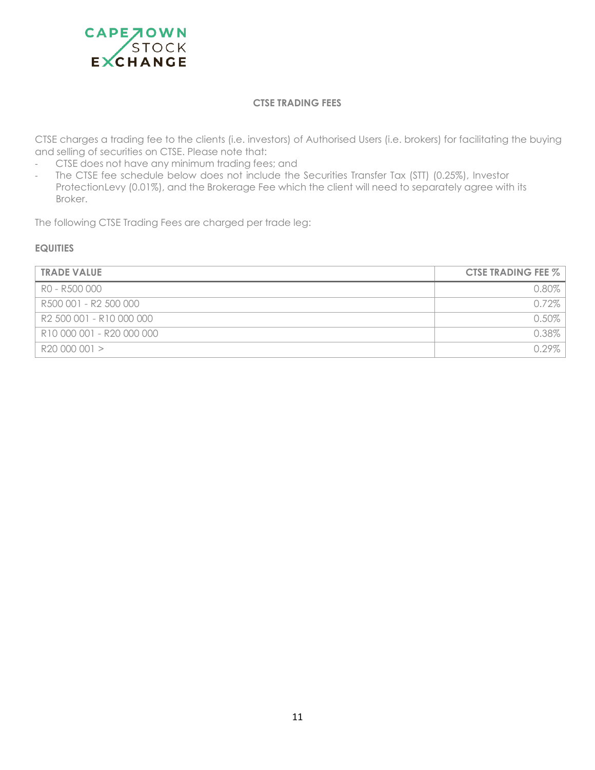## CTSE TRADING FEES

CTSE charges a trading fee to the clients (i.e. investors) of Authorised Users (i.e. brokers) for facilitating the buying and selling of securities on CTSE. Please note that:

- CTSE does not have any minimum trading fees; and
- The CTSE fee schedule below does not include the Securities Transfer Tax (STT) (0.25%), Investor ProtectionLevy (0.01%), and the Brokerage Fee which the client will need to separately agree with its Broker.

The following CTSE Trading Fees are charged per trade leg:

### EQUITIES

| TRADE VALUE | CTSE TRADING FEE % |
|---|---:|
| R0 - R500 000 | 0.80% |
| R500 001 - R2 500 000 | 0.72% |
| R2 500 001 - R10 000 000 | 0.50% |
| R10 000 001 - R20 000 000 | 0.38% |
| R20 000 001 > | 0.29% |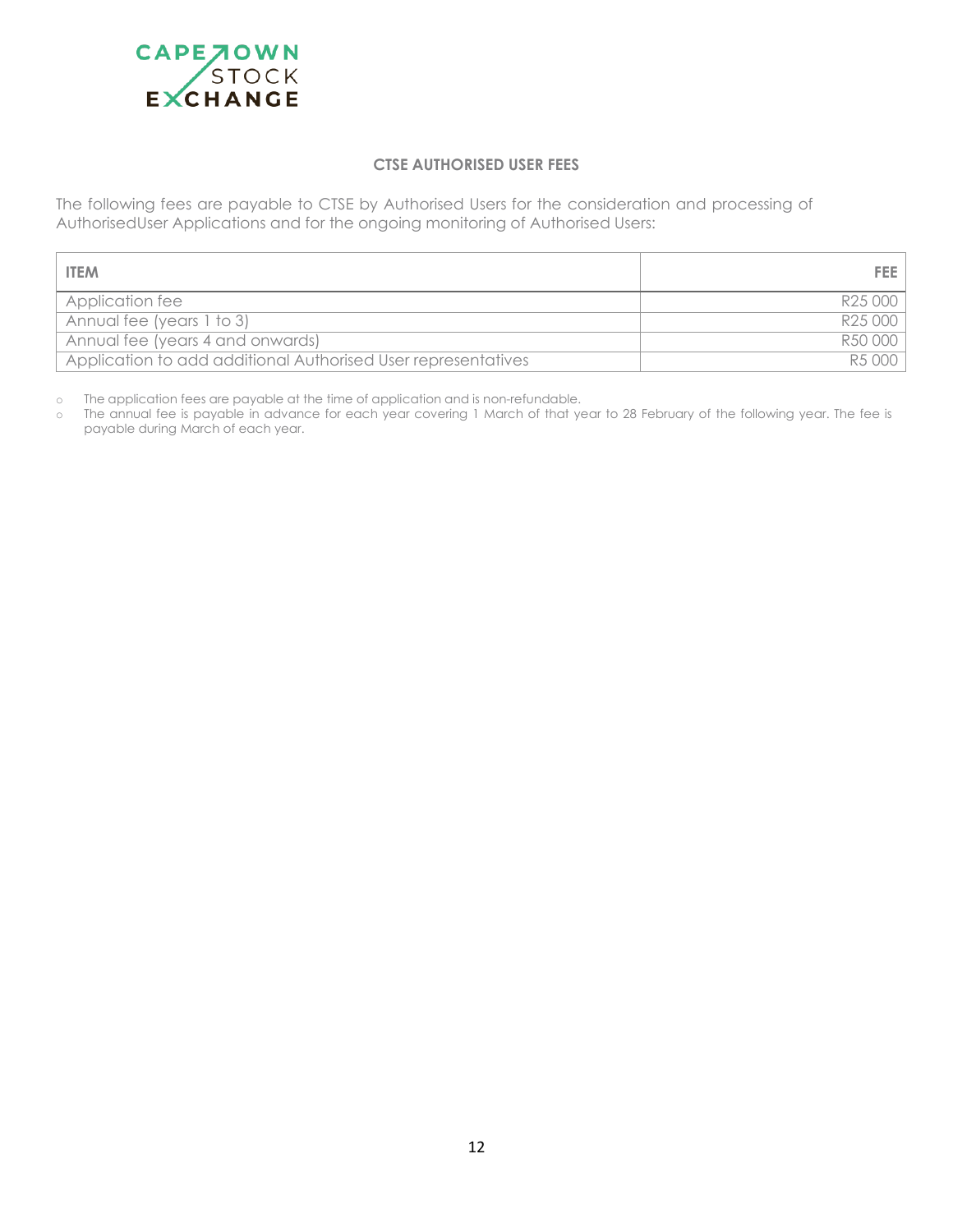## CTSE AUTHORISED USER FEES

The following fees are payable to CTSE by Authorised Users for the consideration and processing of AuthorisedUser Applications and for the ongoing monitoring of Authorised Users:

| ITEM | FEE |
|---|---|
| Application fee | R25 000 |
| Annual fee (years 1 to 3) | R25 000 |
| Annual fee (years 4 and onwards) | R50 000 |
| Application to add additional Authorised User representatives | R5 000 |

- The application fees are payable at the time of application and is non-refundable.
- The annual fee is payable in advance for each year covering 1 March of that year to 28 February of the following year. The fee is payable during March of each year.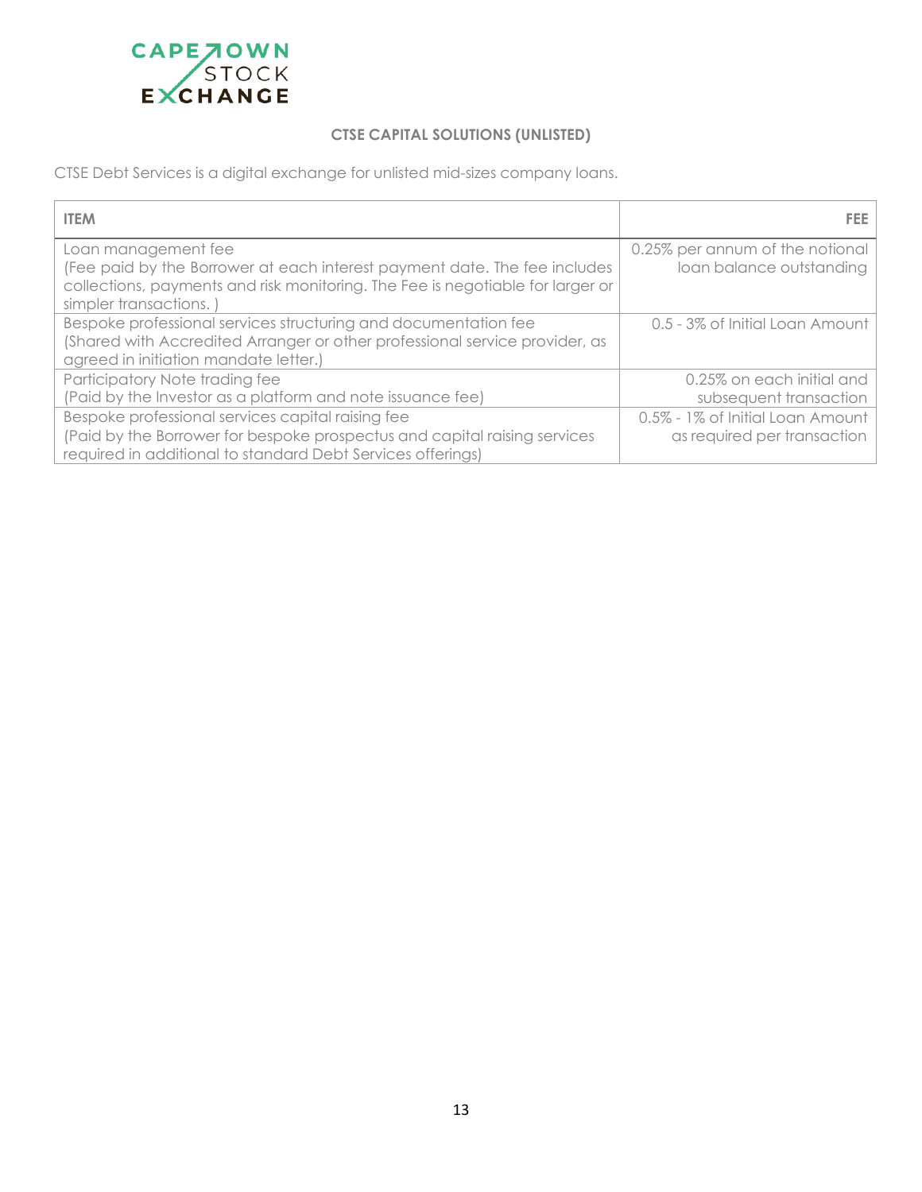## CTSE CAPITAL SOLUTIONS (UNLISTED)

CTSE Debt Services is a digital exchange for unlisted mid-sizes company loans.

| ITEM | FEE |
|---|---|
| Loan management fee<br>(Fee paid by the Borrower at each interest payment date. The fee includes collections, payments and risk monitoring. The Fee is negotiable for larger or simpler transactions. ) | 0.25% per annum of the notional loan balance outstanding |
| Bespoke professional services structuring and documentation fee<br>(Shared with Accredited Arranger or other professional service provider, as agreed in initiation mandate letter.) | 0.5 - 3% of Initial Loan Amount |
| Participatory Note trading fee<br>(Paid by the Investor as a platform and note issuance fee) | 0.25% on each initial and subsequent transaction |
| Bespoke professional services capital raising fee<br>(Paid by the Borrower for bespoke prospectus and capital raising services required in additional to standard Debt Services offerings) | 0.5% - 1% of Initial Loan Amount as required per transaction |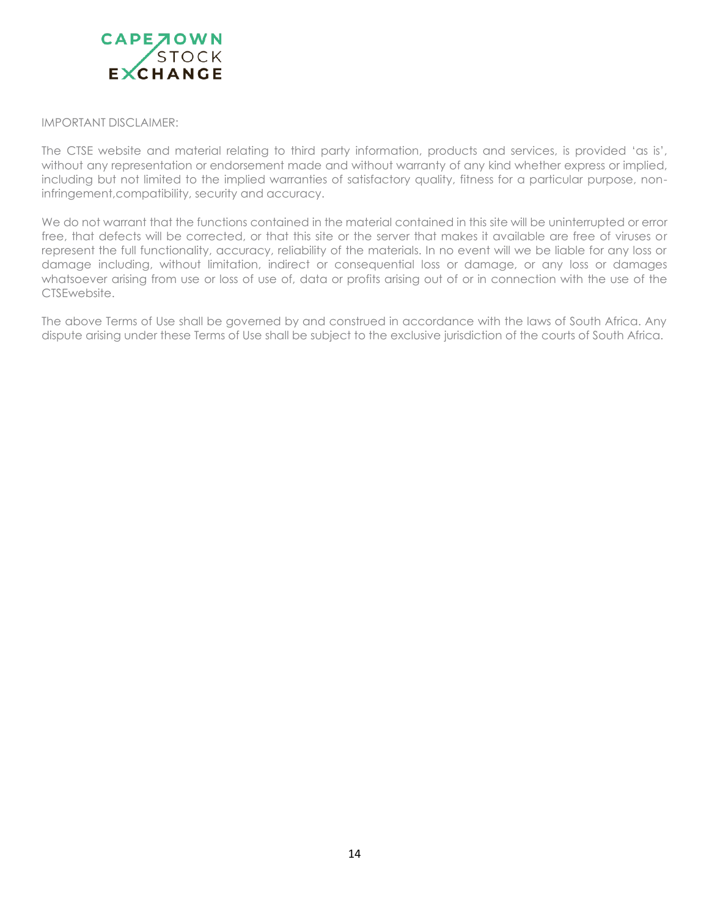IMPORTANT DISCLAIMER:

The CTSE website and material relating to third party information, products and services, is provided 'as is', without any representation or endorsement made and without warranty of any kind whether express or implied, including but not limited to the implied warranties of satisfactory quality, fitness for a particular purpose, non-infringement,compatibility, security and accuracy.

We do not warrant that the functions contained in the material contained in this site will be uninterrupted or error free, that defects will be corrected, or that this site or the server that makes it available are free of viruses or represent the full functionality, accuracy, reliability of the materials. In no event will we be liable for any loss or damage including, without limitation, indirect or consequential loss or damage, or any loss or damages whatsoever arising from use or loss of use of, data or profits arising out of or in connection with the use of the CTSEwebsite.

The above Terms of Use shall be governed by and construed in accordance with the laws of South Africa. Any dispute arising under these Terms of Use shall be subject to the exclusive jurisdiction of the courts of South Africa.